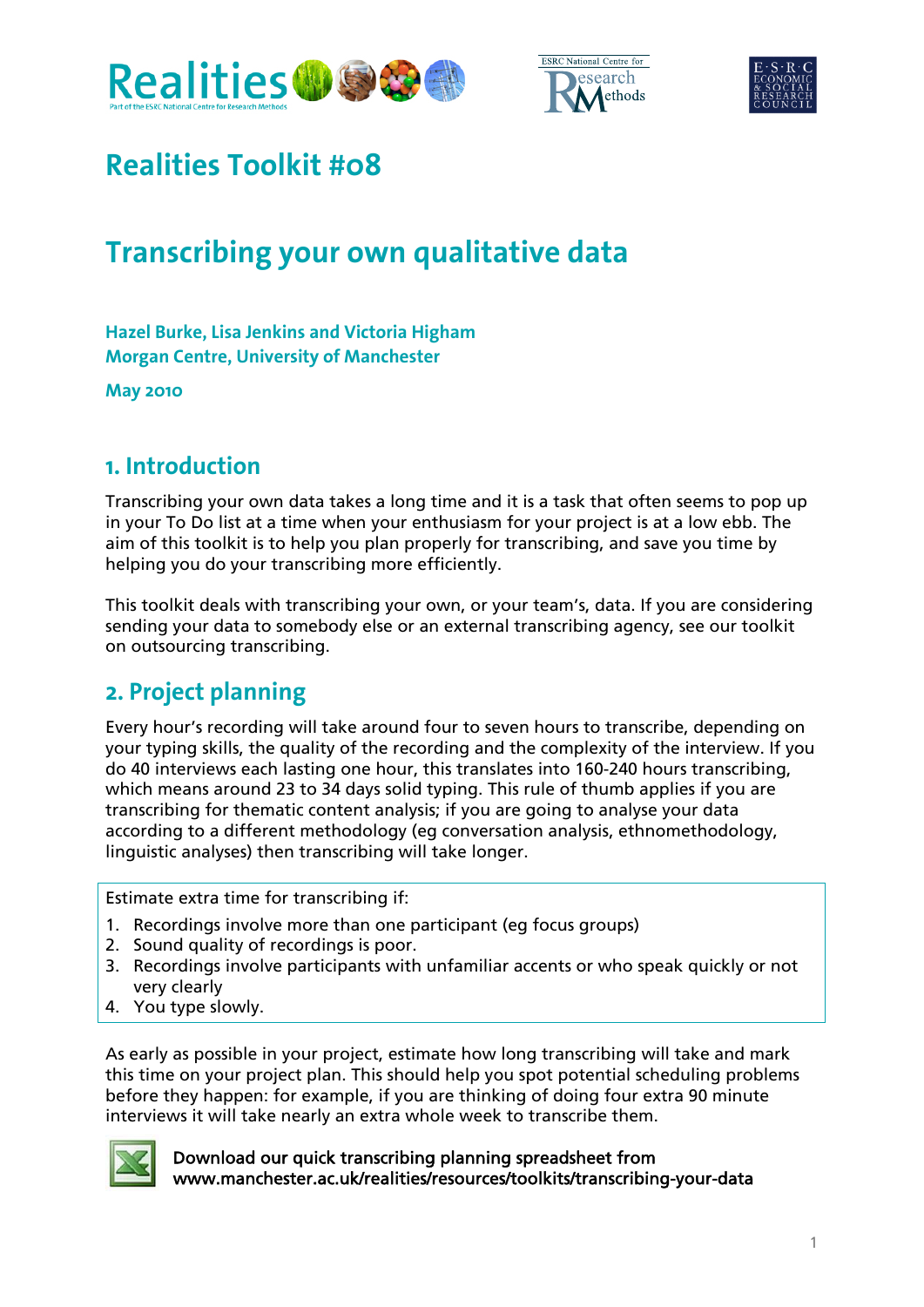# Realities Toolkit #08

# Transcribing your own qualitative data

**Hazel Burke, Lisa Jenkins and Victoria Higham**
**Morgan Centre, University of Manchester**

**May 2010**

## 1. Introduction

Transcribing your own data takes a long time and it is a task that often seems to pop up in your To Do list at a time when your enthusiasm for your project is at a low ebb. The aim of this toolkit is to help you plan properly for transcribing, and save you time by helping you do your transcribing more efficiently.

This toolkit deals with transcribing your own, or your team's, data. If you are considering sending your data to somebody else or an external transcribing agency, see our toolkit on outsourcing transcribing.

## 2. Project planning

Every hour's recording will take around four to seven hours to transcribe, depending on your typing skills, the quality of the recording and the complexity of the interview. If you do 40 interviews each lasting one hour, this translates into 160-240 hours transcribing, which means around 23 to 34 days solid typing. This rule of thumb applies if you are transcribing for thematic content analysis; if you are going to analyse your data according to a different methodology (eg conversation analysis, ethnomethodology, linguistic analyses) then transcribing will take longer.

Estimate extra time for transcribing if:

1. Recordings involve more than one participant (eg focus groups)
2. Sound quality of recordings is poor.
3. Recordings involve participants with unfamiliar accents or who speak quickly or not very clearly
4. You type slowly.

As early as possible in your project, estimate how long transcribing will take and mark this time on your project plan. This should help you spot potential scheduling problems before they happen: for example, if you are thinking of doing four extra 90 minute interviews it will take nearly an extra whole week to transcribe them.

**Download our quick transcribing planning spreadsheet from www.manchester.ac.uk/realities/resources/toolkits/transcribing-your-data**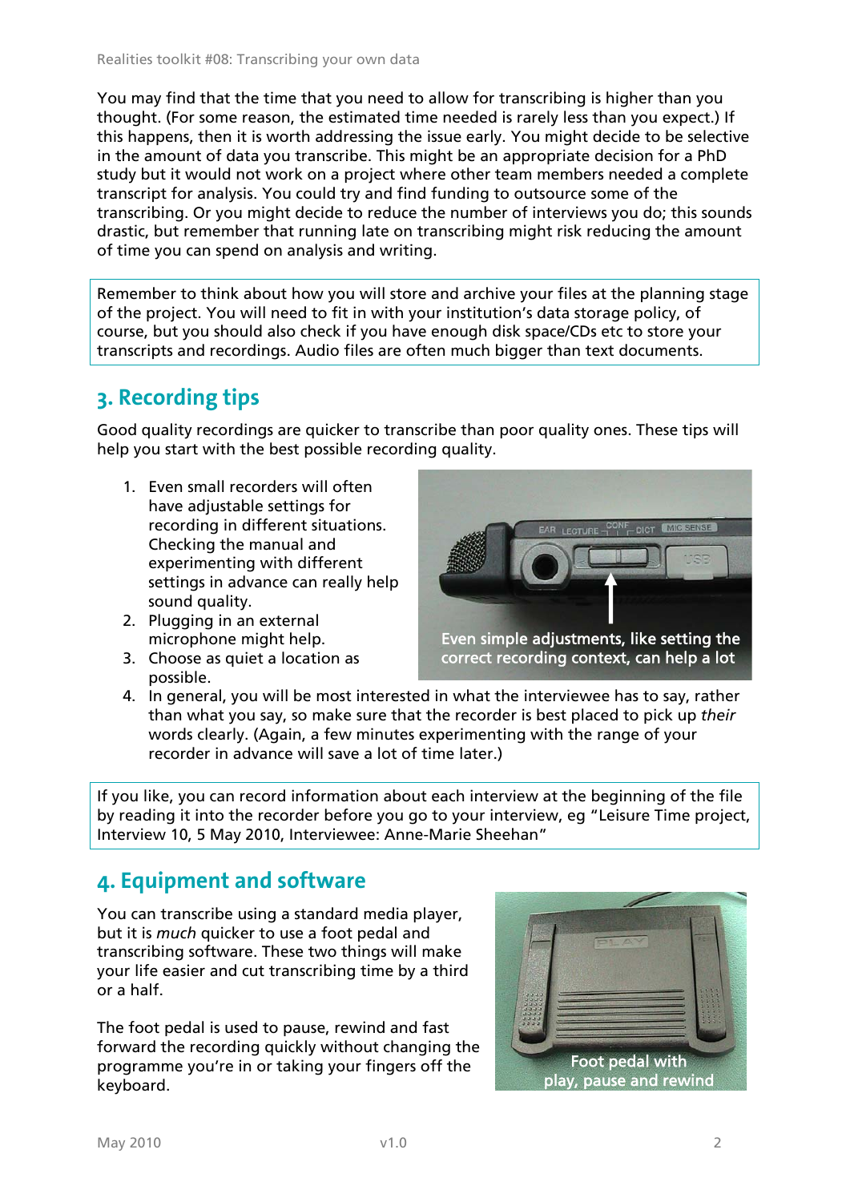You may find that the time that you need to allow for transcribing is higher than you thought. (For some reason, the estimated time needed is rarely less than you expect.) If this happens, then it is worth addressing the issue early. You might decide to be selective in the amount of data you transcribe. This might be an appropriate decision for a PhD study but it would not work on a project where other team members needed a complete transcript for analysis. You could try and find funding to outsource some of the transcribing. Or you might decide to reduce the number of interviews you do; this sounds drastic, but remember that running late on transcribing might risk reducing the amount of time you can spend on analysis and writing.

Remember to think about how you will store and archive your files at the planning stage of the project. You will need to fit in with your institution's data storage policy, of course, but you should also check if you have enough disk space/CDs etc to store your transcripts and recordings. Audio files are often much bigger than text documents.

## 3. Recording tips

Good quality recordings are quicker to transcribe than poor quality ones. These tips will help you start with the best possible recording quality.

1. Even small recorders will often have adjustable settings for recording in different situations. Checking the manual and experimenting with different settings in advance can really help sound quality.
2. Plugging in an external microphone might help.
3. Choose as quiet a location as possible.
4. In general, you will be most interested in what the interviewee has to say, rather than what you say, so make sure that the recorder is best placed to pick up *their* words clearly. (Again, a few minutes experimenting with the range of your recorder in advance will save a lot of time later.)

Even simple adjustments, like setting the correct recording context, can help a lot

If you like, you can record information about each interview at the beginning of the file by reading it into the recorder before you go to your interview, eg "Leisure Time project, Interview 10, 5 May 2010, Interviewee: Anne-Marie Sheehan"

## 4. Equipment and software

You can transcribe using a standard media player, but it is *much* quicker to use a foot pedal and transcribing software. These two things will make your life easier and cut transcribing time by a third or a half.

The foot pedal is used to pause, rewind and fast forward the recording quickly without changing the programme you're in or taking your fingers off the keyboard.

Foot pedal with play, pause and rewind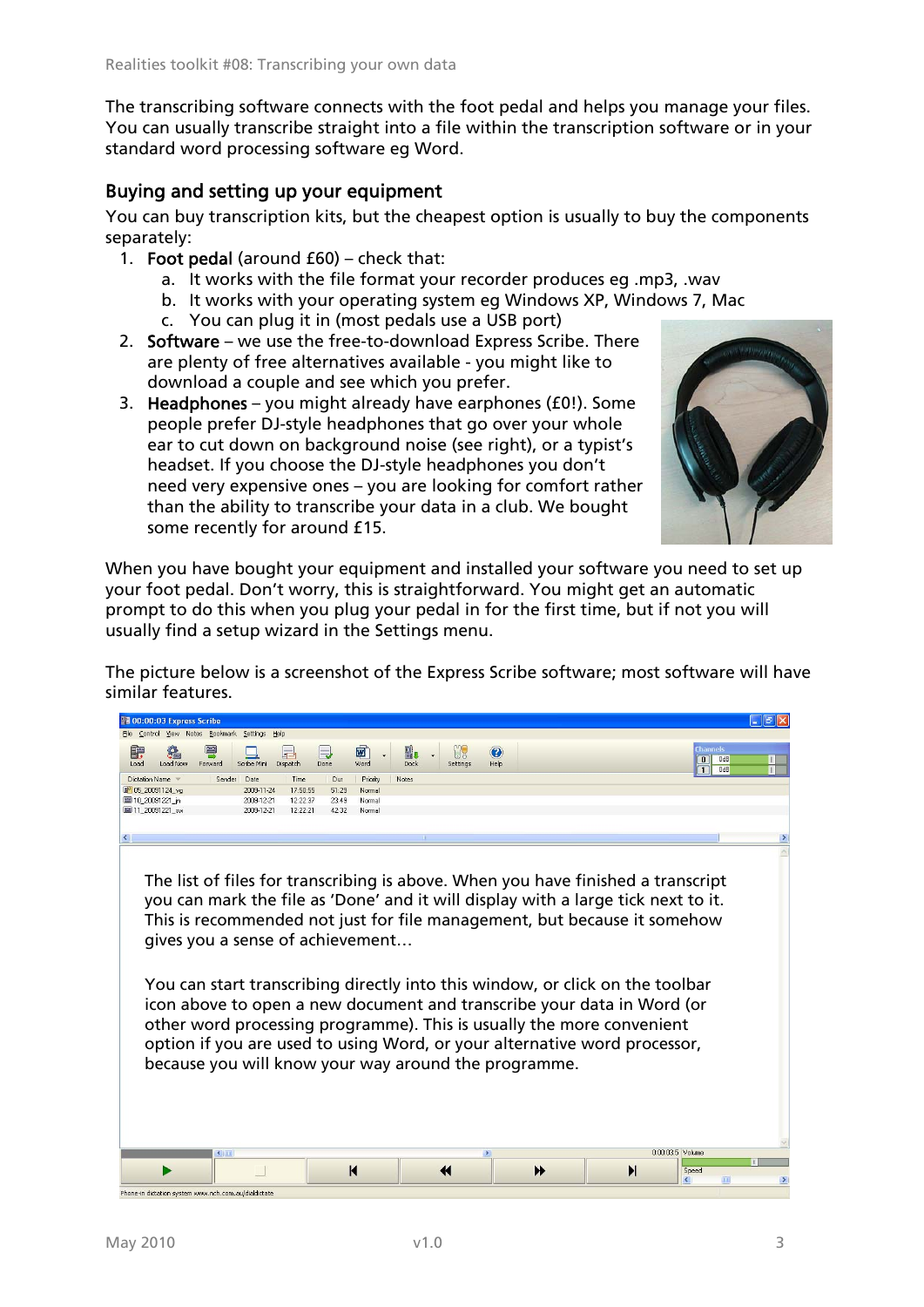The transcribing software connects with the foot pedal and helps you manage your files. You can usually transcribe straight into a file within the transcription software or in your standard word processing software eg Word.

## Buying and setting up your equipment

You can buy transcription kits, but the cheapest option is usually to buy the components separately:

1. **Foot pedal** (around £60) – check that:
   a. It works with the file format your recorder produces eg .mp3, .wav
   b. It works with your operating system eg Windows XP, Windows 7, Mac
   c. You can plug it in (most pedals use a USB port)
2. **Software** – we use the free-to-download Express Scribe. There are plenty of free alternatives available - you might like to download a couple and see which you prefer.
3. **Headphones** – you might already have earphones (£0!). Some people prefer DJ-style headphones that go over your whole ear to cut down on background noise (see right), or a typist's headset. If you choose the DJ-style headphones you don't need very expensive ones – you are looking for comfort rather than the ability to transcribe your data in a club. We bought some recently for around £15.

When you have bought your equipment and installed your software you need to set up your foot pedal. Don't worry, this is straightforward. You might get an automatic prompt to do this when you plug your pedal in for the first time, but if not you will usually find a setup wizard in the Settings menu.

The picture below is a screenshot of the Express Scribe software; most software will have similar features.

The list of files for transcribing is above. When you have finished a transcript you can mark the file as 'Done' and it will display with a large tick next to it. This is recommended not just for file management, but because it somehow gives you a sense of achievement…

You can start transcribing directly into this window, or click on the toolbar icon above to open a new document and transcribe your data in Word (or other word processing programme). This is usually the more convenient option if you are used to using Word, or your alternative word processor, because you will know your way around the programme.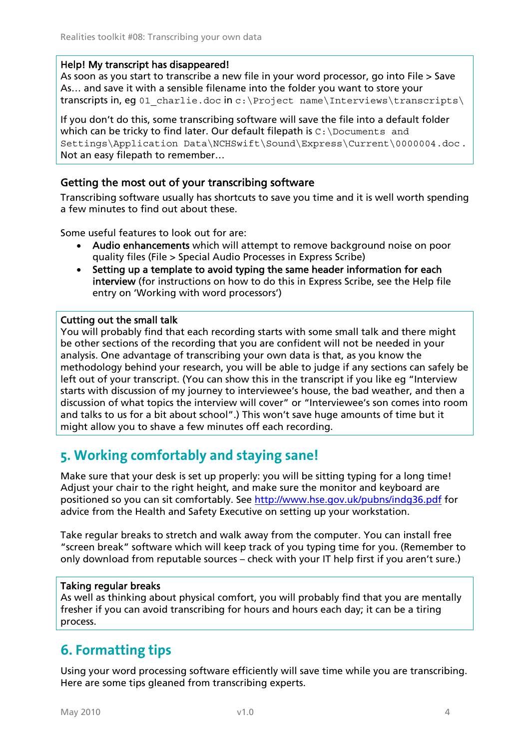**Help! My transcript has disappeared!**

As soon as you start to transcribe a new file in your word processor, go into File > Save As… and save it with a sensible filename into the folder you want to store your transcripts in, eg `01_charlie.doc` in `c:\Project name\Interviews\transcripts\`

If you don't do this, some transcribing software will save the file into a default folder which can be tricky to find later. Our default filepath is `C:\Documents and Settings\Application Data\NCHSwift\Sound\Express\Current\0000004.doc`. Not an easy filepath to remember…

### Getting the most out of your transcribing software

Transcribing software usually has shortcuts to save you time and it is well worth spending a few minutes to find out about these.

Some useful features to look out for are:

- **Audio enhancements** which will attempt to remove background noise on poor quality files (File > Special Audio Processes in Express Scribe)
- **Setting up a template to avoid typing the same header information for each interview** (for instructions on how to do this in Express Scribe, see the Help file entry on 'Working with word processors')

**Cutting out the small talk**

You will probably find that each recording starts with some small talk and there might be other sections of the recording that you are confident will not be needed in your analysis. One advantage of transcribing your own data is that, as you know the methodology behind your research, you will be able to judge if any sections can safely be left out of your transcript. (You can show this in the transcript if you like eg "Interview starts with discussion of my journey to interviewee's house, the bad weather, and then a discussion of what topics the interview will cover" or "Interviewee's son comes into room and talks to us for a bit about school".) This won't save huge amounts of time but it might allow you to shave a few minutes off each recording.

## 5. Working comfortably and staying sane!

Make sure that your desk is set up properly: you will be sitting typing for a long time! Adjust your chair to the right height, and make sure the monitor and keyboard are positioned so you can sit comfortably. See http://www.hse.gov.uk/pubns/indg36.pdf for advice from the Health and Safety Executive on setting up your workstation.

Take regular breaks to stretch and walk away from the computer. You can install free "screen break" software which will keep track of you typing time for you. (Remember to only download from reputable sources – check with your IT help first if you aren't sure.)

**Taking regular breaks**

As well as thinking about physical comfort, you will probably find that you are mentally fresher if you can avoid transcribing for hours and hours each day; it can be a tiring process.

## 6. Formatting tips

Using your word processing software efficiently will save time while you are transcribing. Here are some tips gleaned from transcribing experts.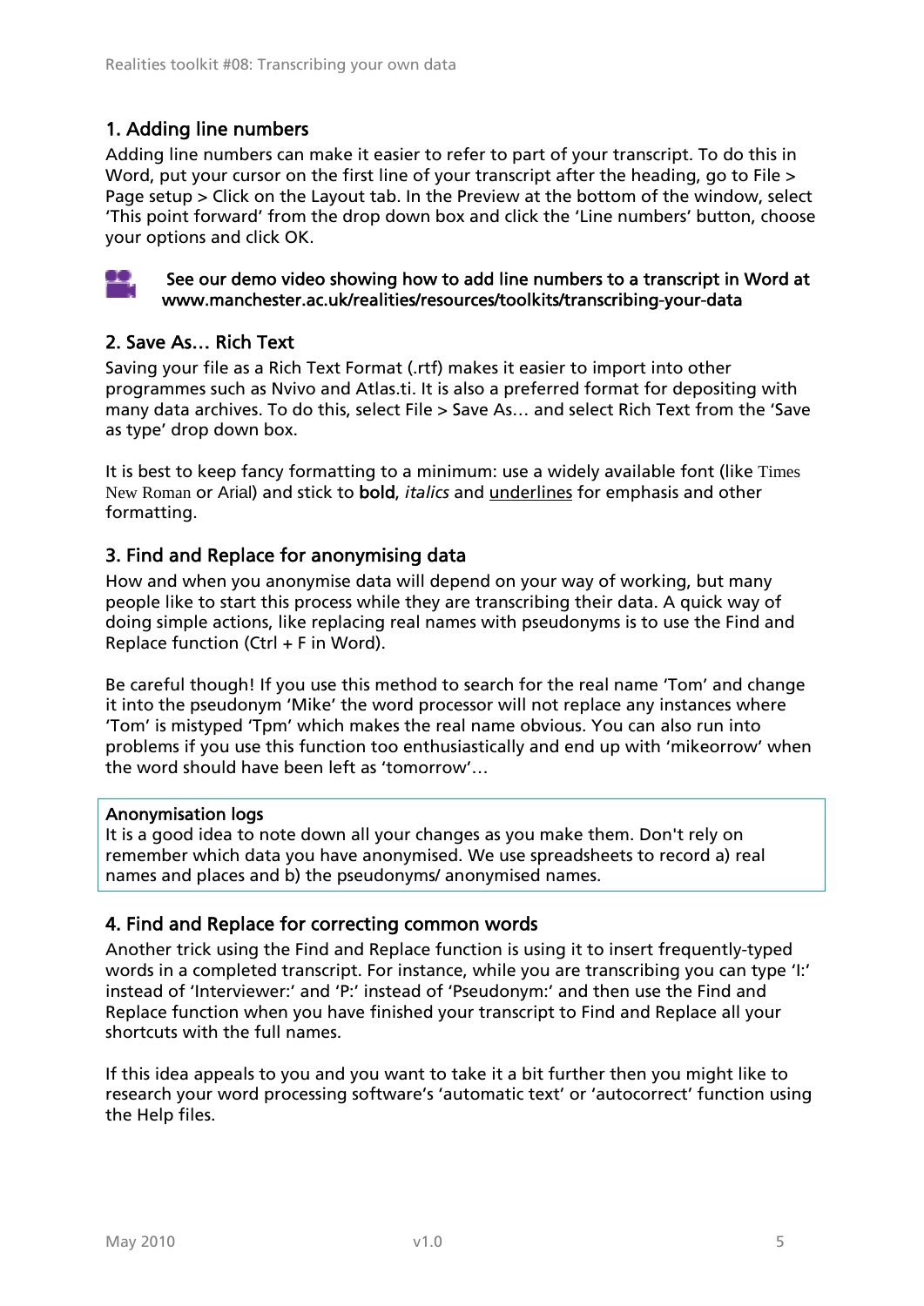## 1. Adding line numbers

Adding line numbers can make it easier to refer to part of your transcript. To do this in Word, put your cursor on the first line of your transcript after the heading, go to File > Page setup > Click on the Layout tab. In the Preview at the bottom of the window, select 'This point forward' from the drop down box and click the 'Line numbers' button, choose your options and click OK.

**See our demo video showing how to add line numbers to a transcript in Word at www.manchester.ac.uk/realities/resources/toolkits/transcribing-your-data**

## 2. Save As… Rich Text

Saving your file as a Rich Text Format (.rtf) makes it easier to import into other programmes such as Nvivo and Atlas.ti. It is also a preferred format for depositing with many data archives. To do this, select File > Save As… and select Rich Text from the 'Save as type' drop down box.

It is best to keep fancy formatting to a minimum: use a widely available font (like Times New Roman or Arial) and stick to **bold**, *italics* and <u>underlines</u> for emphasis and other formatting.

## 3. Find and Replace for anonymising data

How and when you anonymise data will depend on your way of working, but many people like to start this process while they are transcribing their data. A quick way of doing simple actions, like replacing real names with pseudonyms is to use the Find and Replace function (Ctrl + F in Word).

Be careful though! If you use this method to search for the real name 'Tom' and change it into the pseudonym 'Mike' the word processor will not replace any instances where 'Tom' is mistyped 'Tpm' which makes the real name obvious. You can also run into problems if you use this function too enthusiastically and end up with 'mikeorrow' when the word should have been left as 'tomorrow'…

**Anonymisation logs**

It is a good idea to note down all your changes as you make them. Don't rely on remember which data you have anonymised. We use spreadsheets to record a) real names and places and b) the pseudonyms/ anonymised names.

## 4. Find and Replace for correcting common words

Another trick using the Find and Replace function is using it to insert frequently-typed words in a completed transcript. For instance, while you are transcribing you can type 'I:' instead of 'Interviewer:' and 'P:' instead of 'Pseudonym:' and then use the Find and Replace function when you have finished your transcript to Find and Replace all your shortcuts with the full names.

If this idea appeals to you and you want to take it a bit further then you might like to research your word processing software's 'automatic text' or 'autocorrect' function using the Help files.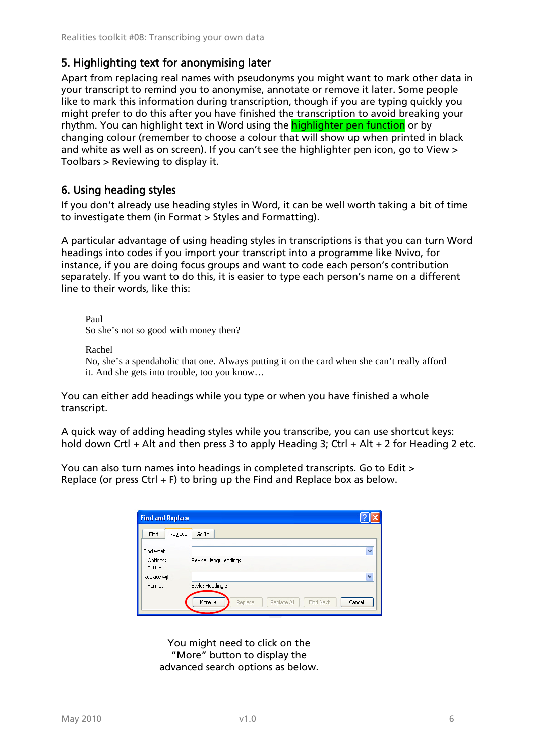## 5. Highlighting text for anonymising later

Apart from replacing real names with pseudonyms you might want to mark other data in your transcript to remind you to anonymise, annotate or remove it later. Some people like to mark this information during transcription, though if you are typing quickly you might prefer to do this after you have finished the transcription to avoid breaking your rhythm. You can highlight text in Word using the highlighter pen function or by changing colour (remember to choose a colour that will show up when printed in black and white as well as on screen). If you can't see the highlighter pen icon, go to View > Toolbars > Reviewing to display it.

## 6. Using heading styles

If you don't already use heading styles in Word, it can be well worth taking a bit of time to investigate them (in Format > Styles and Formatting).

A particular advantage of using heading styles in transcriptions is that you can turn Word headings into codes if you import your transcript into a programme like Nvivo, for instance, if you are doing focus groups and want to code each person's contribution separately. If you want to do this, it is easier to type each person's name on a different line to their words, like this:

> Paul
> So she's not so good with money then?
>
> Rachel
> No, she's a spendaholic that one. Always putting it on the card when she can't really afford it. And she gets into trouble, too you know…

You can either add headings while you type or when you have finished a whole transcript.

A quick way of adding heading styles while you transcribe, you can use shortcut keys: hold down Crtl + Alt and then press 3 to apply Heading 3; Ctrl + Alt + 2 for Heading 2 etc.

You can also turn names into headings in completed transcripts. Go to Edit > Replace (or press Ctrl + F) to bring up the Find and Replace box as below.

Find and Replace

Find | Replace | Go To

Find what:
Options: Revise Hangul endings
Format:
Replace with:
Format: Style: Heading 3

More | Replace | Replace All | Find Next | Cancel

You might need to click on the "More" button to display the advanced search options as below.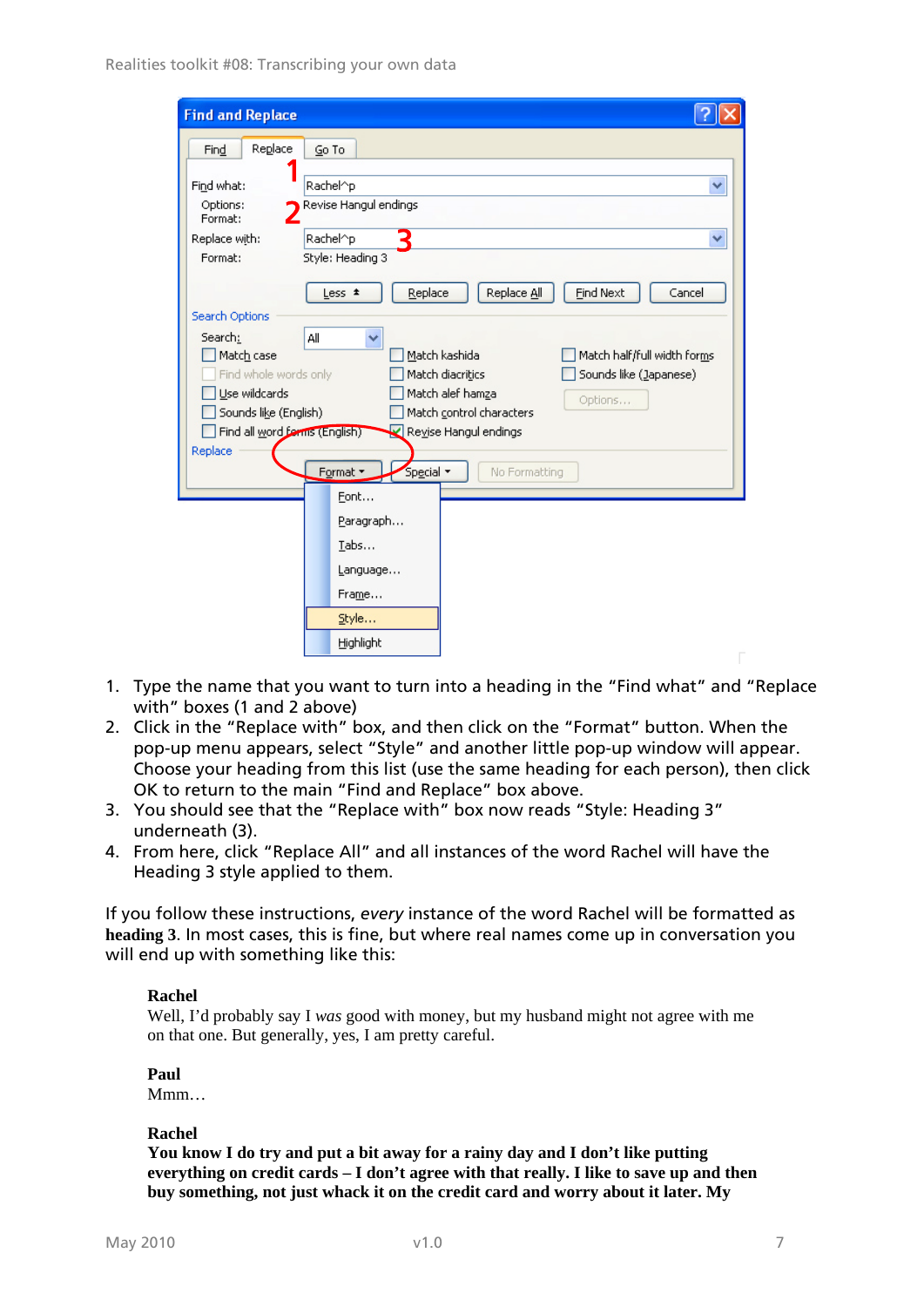1. Type the name that you want to turn into a heading in the “Find what” and “Replace with” boxes (1 and 2 above)
2. Click in the “Replace with” box, and then click on the “Format” button. When the pop-up menu appears, select “Style” and another little pop-up window will appear. Choose your heading from this list (use the same heading for each person), then click OK to return to the main “Find and Replace” box above.
3. You should see that the “Replace with” box now reads “Style: Heading 3” underneath (3).
4. From here, click “Replace All” and all instances of the word Rachel will have the Heading 3 style applied to them.

If you follow these instructions, *every* instance of the word Rachel will be formatted as **heading 3**. In most cases, this is fine, but where real names come up in conversation you will end up with something like this:

> **Rachel**
> Well, I’d probably say I *was* good with money, but my husband might not agree with me on that one. But generally, yes, I am pretty careful.
>
> **Paul**
> Mmm…
>
> **Rachel**
> **You know I do try and put a bit away for a rainy day and I don’t like putting everything on credit cards – I don’t agree with that really. I like to save up and then buy something, not just whack it on the credit card and worry about it later. My**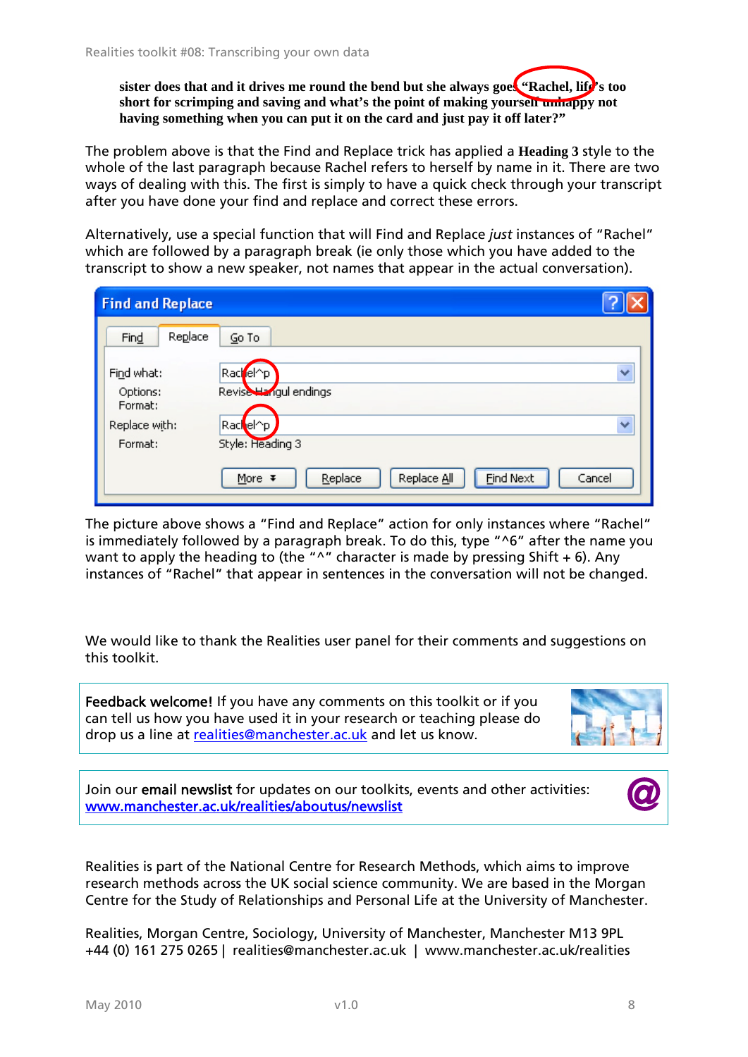**sister does that and it drives me round the bend but she always goes "Rachel, life's too short for scrimping and saving and what's the point of making yourself unhappy not having something when you can put it on the card and just pay it off later?"**

The problem above is that the Find and Replace trick has applied a **Heading 3** style to the whole of the last paragraph because Rachel refers to herself by name in it. There are two ways of dealing with this. The first is simply to have a quick check through your transcript after you have done your find and replace and correct these errors.

Alternatively, use a special function that will Find and Replace *just* instances of "Rachel" which are followed by a paragraph break (ie only those which you have added to the transcript to show a new speaker, not names that appear in the actual conversation).

Find and Replace

Find | Replace | Go To

Find what: Rachel^p
Options: Revise Hangul endings
Format:

Replace with: Rachel^p
Format: Style: Heading 3

More | Replace | Replace All | Find Next | Cancel

The picture above shows a "Find and Replace" action for only instances where "Rachel" is immediately followed by a paragraph break. To do this, type "^6" after the name you want to apply the heading to (the "^" character is made by pressing Shift + 6). Any instances of "Rachel" that appear in sentences in the conversation will not be changed.

We would like to thank the Realities user panel for their comments and suggestions on this toolkit.

**Feedback welcome!** If you have any comments on this toolkit or if you can tell us how you have used it in your research or teaching please do drop us a line at realities@manchester.ac.uk and let us know.

Join our **email newslist** for updates on our toolkits, events and other activities: www.manchester.ac.uk/realities/aboutus/newslist

Realities is part of the National Centre for Research Methods, which aims to improve research methods across the UK social science community. We are based in the Morgan Centre for the Study of Relationships and Personal Life at the University of Manchester.

Realities, Morgan Centre, Sociology, University of Manchester, Manchester M13 9PL
+44 (0) 161 275 0265 | realities@manchester.ac.uk | www.manchester.ac.uk/realities

May 2010 v1.0